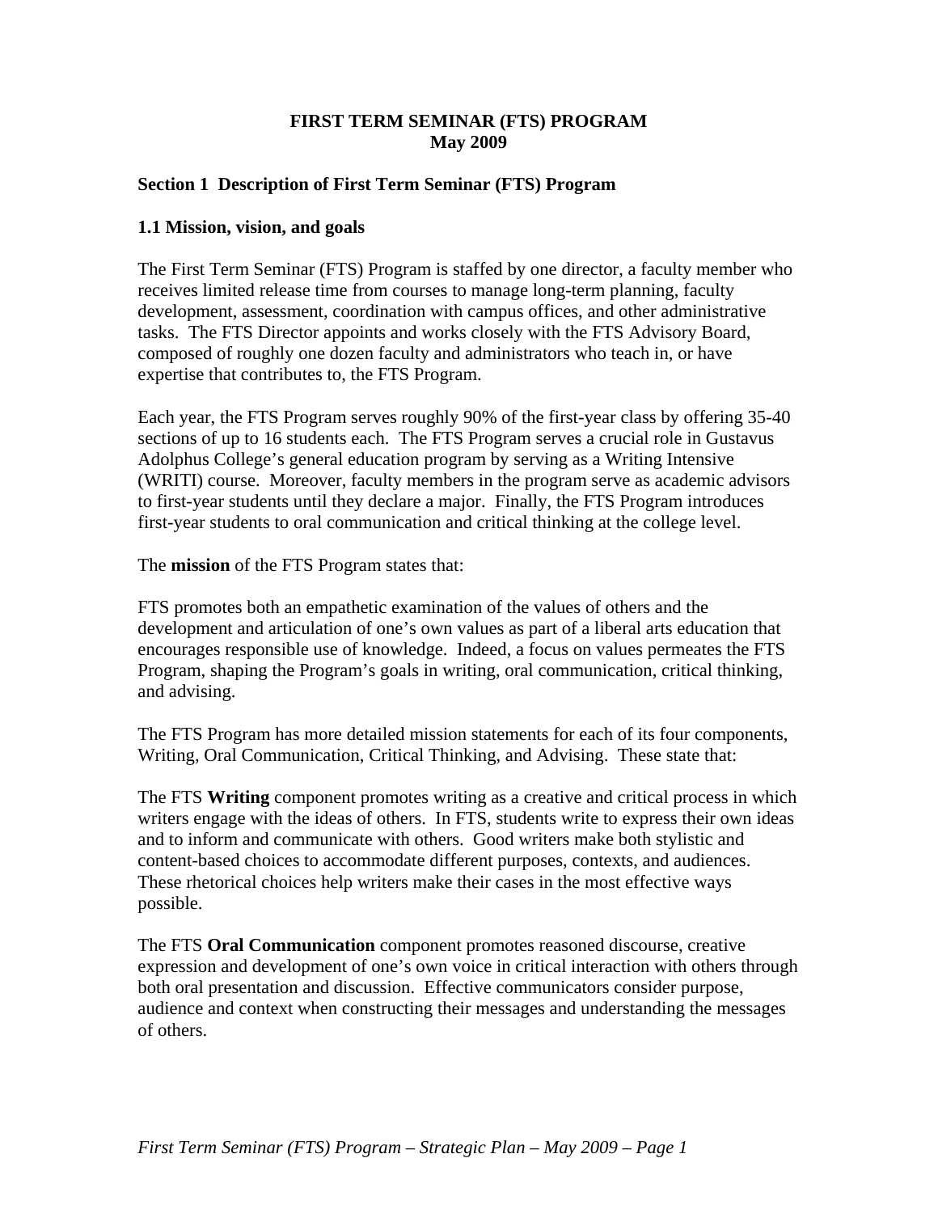# FIRST TERM SEMINAR (FTS) PROGRAM
**May 2009**

## Section 1 Description of First Term Seminar (FTS) Program

### 1.1 Mission, vision, and goals

The First Term Seminar (FTS) Program is staffed by one director, a faculty member who receives limited release time from courses to manage long-term planning, faculty development, assessment, coordination with campus offices, and other administrative tasks. The FTS Director appoints and works closely with the FTS Advisory Board, composed of roughly one dozen faculty and administrators who teach in, or have expertise that contributes to, the FTS Program.

Each year, the FTS Program serves roughly 90% of the first-year class by offering 35-40 sections of up to 16 students each. The FTS Program serves a crucial role in Gustavus Adolphus College's general education program by serving as a Writing Intensive (WRITI) course. Moreover, faculty members in the program serve as academic advisors to first-year students until they declare a major. Finally, the FTS Program introduces first-year students to oral communication and critical thinking at the college level.

The **mission** of the FTS Program states that:

FTS promotes both an empathetic examination of the values of others and the development and articulation of one's own values as part of a liberal arts education that encourages responsible use of knowledge. Indeed, a focus on values permeates the FTS Program, shaping the Program's goals in writing, oral communication, critical thinking, and advising.

The FTS Program has more detailed mission statements for each of its four components, Writing, Oral Communication, Critical Thinking, and Advising. These state that:

The FTS **Writing** component promotes writing as a creative and critical process in which writers engage with the ideas of others. In FTS, students write to express their own ideas and to inform and communicate with others. Good writers make both stylistic and content-based choices to accommodate different purposes, contexts, and audiences. These rhetorical choices help writers make their cases in the most effective ways possible.

The FTS **Oral Communication** component promotes reasoned discourse, creative expression and development of one's own voice in critical interaction with others through both oral presentation and discussion. Effective communicators consider purpose, audience and context when constructing their messages and understanding the messages of others.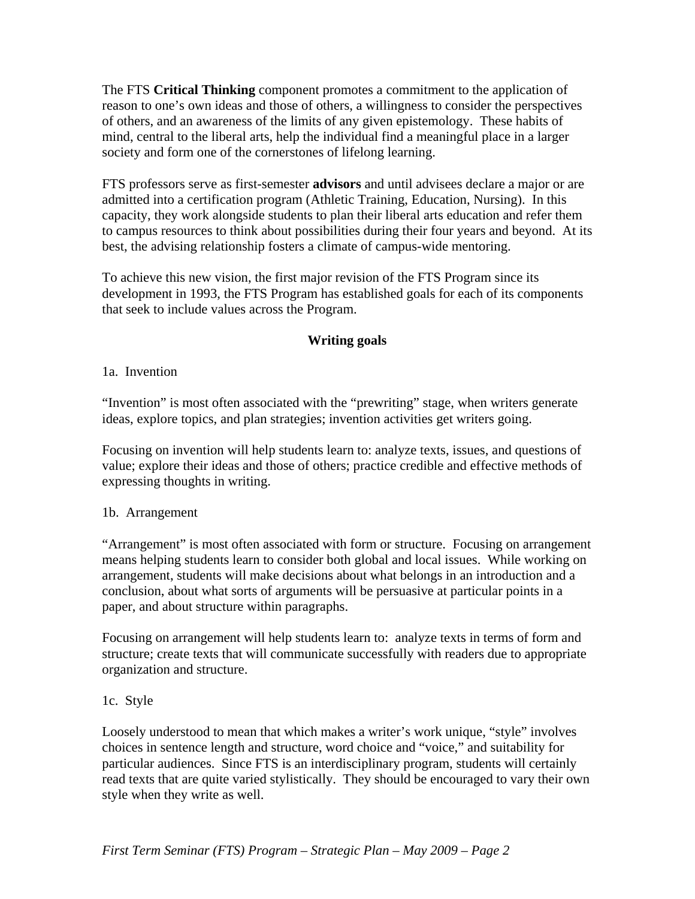The FTS **Critical Thinking** component promotes a commitment to the application of reason to one's own ideas and those of others, a willingness to consider the perspectives of others, and an awareness of the limits of any given epistemology. These habits of mind, central to the liberal arts, help the individual find a meaningful place in a larger society and form one of the cornerstones of lifelong learning.

FTS professors serve as first-semester **advisors** and until advisees declare a major or are admitted into a certification program (Athletic Training, Education, Nursing). In this capacity, they work alongside students to plan their liberal arts education and refer them to campus resources to think about possibilities during their four years and beyond. At its best, the advising relationship fosters a climate of campus-wide mentoring.

To achieve this new vision, the first major revision of the FTS Program since its development in 1993, the FTS Program has established goals for each of its components that seek to include values across the Program.

## Writing goals

1a. Invention

"Invention" is most often associated with the "prewriting" stage, when writers generate ideas, explore topics, and plan strategies; invention activities get writers going.

Focusing on invention will help students learn to: analyze texts, issues, and questions of value; explore their ideas and those of others; practice credible and effective methods of expressing thoughts in writing.

1b. Arrangement

"Arrangement" is most often associated with form or structure. Focusing on arrangement means helping students learn to consider both global and local issues. While working on arrangement, students will make decisions about what belongs in an introduction and a conclusion, about what sorts of arguments will be persuasive at particular points in a paper, and about structure within paragraphs.

Focusing on arrangement will help students learn to: analyze texts in terms of form and structure; create texts that will communicate successfully with readers due to appropriate organization and structure.

1c. Style

Loosely understood to mean that which makes a writer's work unique, "style" involves choices in sentence length and structure, word choice and "voice," and suitability for particular audiences. Since FTS is an interdisciplinary program, students will certainly read texts that are quite varied stylistically. They should be encouraged to vary their own style when they write as well.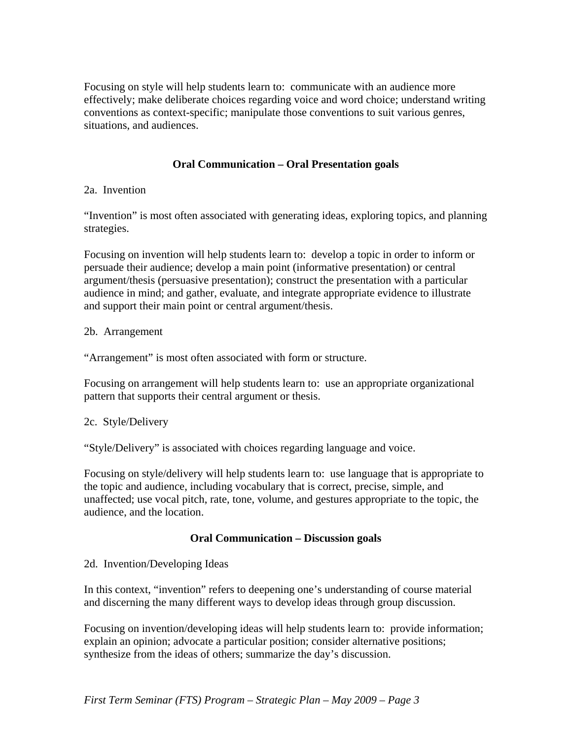Focusing on style will help students learn to:  communicate with an audience more effectively; make deliberate choices regarding voice and word choice; understand writing conventions as context-specific; manipulate those conventions to suit various genres, situations, and audiences.

### Oral Communication – Oral Presentation goals

2a.  Invention

"Invention" is most often associated with generating ideas, exploring topics, and planning strategies.

Focusing on invention will help students learn to:  develop a topic in order to inform or persuade their audience; develop a main point (informative presentation) or central argument/thesis (persuasive presentation); construct the presentation with a particular audience in mind; and gather, evaluate, and integrate appropriate evidence to illustrate and support their main point or central argument/thesis.

2b.  Arrangement

"Arrangement" is most often associated with form or structure.

Focusing on arrangement will help students learn to:  use an appropriate organizational pattern that supports their central argument or thesis.

2c.  Style/Delivery

"Style/Delivery" is associated with choices regarding language and voice.

Focusing on style/delivery will help students learn to:  use language that is appropriate to the topic and audience, including vocabulary that is correct, precise, simple, and unaffected; use vocal pitch, rate, tone, volume, and gestures appropriate to the topic, the audience, and the location.

### Oral Communication – Discussion goals

2d.  Invention/Developing Ideas

In this context, "invention" refers to deepening one's understanding of course material and discerning the many different ways to develop ideas through group discussion.

Focusing on invention/developing ideas will help students learn to:  provide information; explain an opinion; advocate a particular position; consider alternative positions; synthesize from the ideas of others; summarize the day's discussion.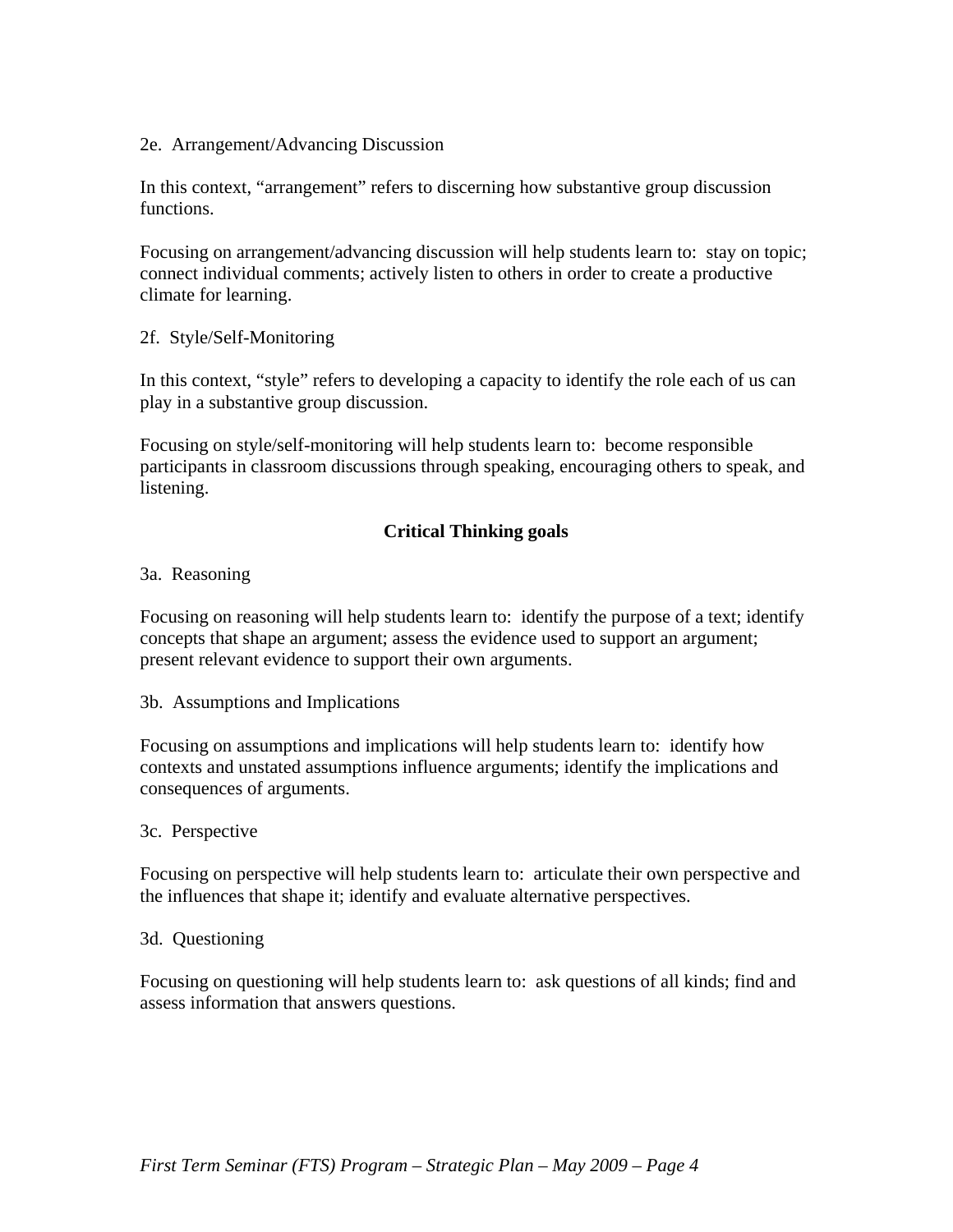2e. Arrangement/Advancing Discussion

In this context, "arrangement" refers to discerning how substantive group discussion functions.

Focusing on arrangement/advancing discussion will help students learn to: stay on topic; connect individual comments; actively listen to others in order to create a productive climate for learning.

2f. Style/Self-Monitoring

In this context, "style" refers to developing a capacity to identify the role each of us can play in a substantive group discussion.

Focusing on style/self-monitoring will help students learn to: become responsible participants in classroom discussions through speaking, encouraging others to speak, and listening.

## Critical Thinking goals

3a. Reasoning

Focusing on reasoning will help students learn to: identify the purpose of a text; identify concepts that shape an argument; assess the evidence used to support an argument; present relevant evidence to support their own arguments.

3b. Assumptions and Implications

Focusing on assumptions and implications will help students learn to: identify how contexts and unstated assumptions influence arguments; identify the implications and consequences of arguments.

3c. Perspective

Focusing on perspective will help students learn to: articulate their own perspective and the influences that shape it; identify and evaluate alternative perspectives.

3d. Questioning

Focusing on questioning will help students learn to: ask questions of all kinds; find and assess information that answers questions.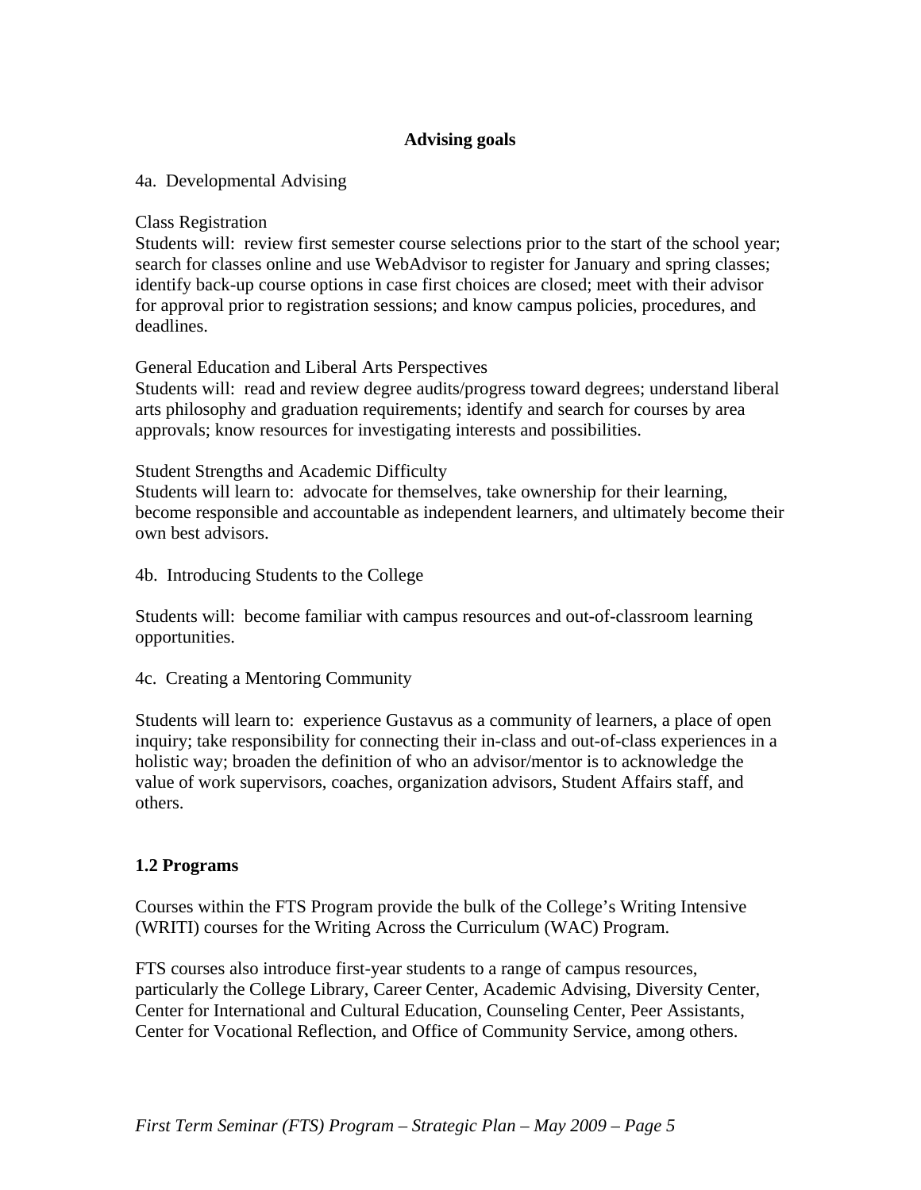**Advising goals**

4a. Developmental Advising

Class Registration
Students will: review first semester course selections prior to the start of the school year; search for classes online and use WebAdvisor to register for January and spring classes; identify back-up course options in case first choices are closed; meet with their advisor for approval prior to registration sessions; and know campus policies, procedures, and deadlines.

General Education and Liberal Arts Perspectives
Students will: read and review degree audits/progress toward degrees; understand liberal arts philosophy and graduation requirements; identify and search for courses by area approvals; know resources for investigating interests and possibilities.

Student Strengths and Academic Difficulty
Students will learn to: advocate for themselves, take ownership for their learning, become responsible and accountable as independent learners, and ultimately become their own best advisors.

4b. Introducing Students to the College

Students will: become familiar with campus resources and out-of-classroom learning opportunities.

4c. Creating a Mentoring Community

Students will learn to: experience Gustavus as a community of learners, a place of open inquiry; take responsibility for connecting their in-class and out-of-class experiences in a holistic way; broaden the definition of who an advisor/mentor is to acknowledge the value of work supervisors, coaches, organization advisors, Student Affairs staff, and others.

**1.2 Programs**

Courses within the FTS Program provide the bulk of the College's Writing Intensive (WRITI) courses for the Writing Across the Curriculum (WAC) Program.

FTS courses also introduce first-year students to a range of campus resources, particularly the College Library, Career Center, Academic Advising, Diversity Center, Center for International and Cultural Education, Counseling Center, Peer Assistants, Center for Vocational Reflection, and Office of Community Service, among others.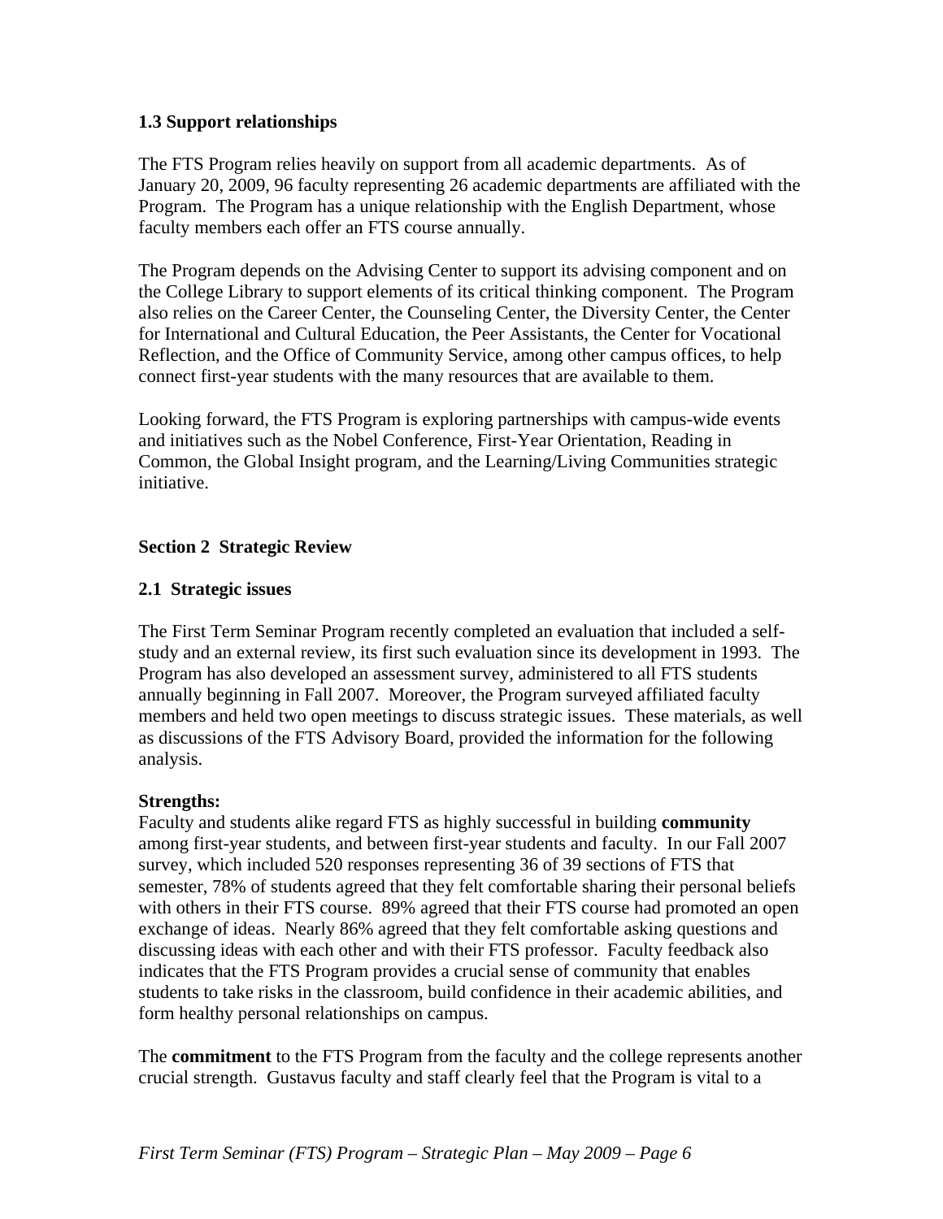### 1.3 Support relationships

The FTS Program relies heavily on support from all academic departments. As of January 20, 2009, 96 faculty representing 26 academic departments are affiliated with the Program. The Program has a unique relationship with the English Department, whose faculty members each offer an FTS course annually.

The Program depends on the Advising Center to support its advising component and on the College Library to support elements of its critical thinking component. The Program also relies on the Career Center, the Counseling Center, the Diversity Center, the Center for International and Cultural Education, the Peer Assistants, the Center for Vocational Reflection, and the Office of Community Service, among other campus offices, to help connect first-year students with the many resources that are available to them.

Looking forward, the FTS Program is exploring partnerships with campus-wide events and initiatives such as the Nobel Conference, First-Year Orientation, Reading in Common, the Global Insight program, and the Learning/Living Communities strategic initiative.

## Section 2 Strategic Review

### 2.1 Strategic issues

The First Term Seminar Program recently completed an evaluation that included a self-study and an external review, its first such evaluation since its development in 1993. The Program has also developed an assessment survey, administered to all FTS students annually beginning in Fall 2007. Moreover, the Program surveyed affiliated faculty members and held two open meetings to discuss strategic issues. These materials, as well as discussions of the FTS Advisory Board, provided the information for the following analysis.

**Strengths:**
Faculty and students alike regard FTS as highly successful in building **community** among first-year students, and between first-year students and faculty. In our Fall 2007 survey, which included 520 responses representing 36 of 39 sections of FTS that semester, 78% of students agreed that they felt comfortable sharing their personal beliefs with others in their FTS course. 89% agreed that their FTS course had promoted an open exchange of ideas. Nearly 86% agreed that they felt comfortable asking questions and discussing ideas with each other and with their FTS professor. Faculty feedback also indicates that the FTS Program provides a crucial sense of community that enables students to take risks in the classroom, build confidence in their academic abilities, and form healthy personal relationships on campus.

The **commitment** to the FTS Program from the faculty and the college represents another crucial strength. Gustavus faculty and staff clearly feel that the Program is vital to a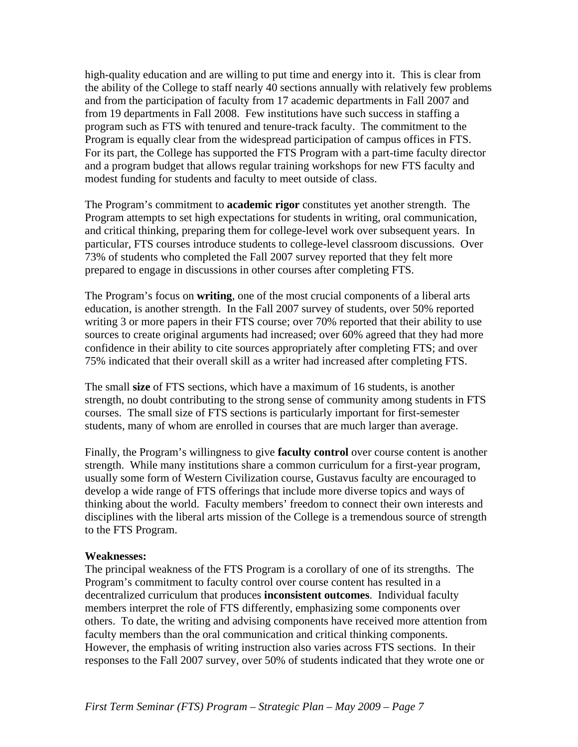high-quality education and are willing to put time and energy into it. This is clear from the ability of the College to staff nearly 40 sections annually with relatively few problems and from the participation of faculty from 17 academic departments in Fall 2007 and from 19 departments in Fall 2008. Few institutions have such success in staffing a program such as FTS with tenured and tenure-track faculty. The commitment to the Program is equally clear from the widespread participation of campus offices in FTS. For its part, the College has supported the FTS Program with a part-time faculty director and a program budget that allows regular training workshops for new FTS faculty and modest funding for students and faculty to meet outside of class.

The Program's commitment to **academic rigor** constitutes yet another strength. The Program attempts to set high expectations for students in writing, oral communication, and critical thinking, preparing them for college-level work over subsequent years. In particular, FTS courses introduce students to college-level classroom discussions. Over 73% of students who completed the Fall 2007 survey reported that they felt more prepared to engage in discussions in other courses after completing FTS.

The Program's focus on **writing**, one of the most crucial components of a liberal arts education, is another strength. In the Fall 2007 survey of students, over 50% reported writing 3 or more papers in their FTS course; over 70% reported that their ability to use sources to create original arguments had increased; over 60% agreed that they had more confidence in their ability to cite sources appropriately after completing FTS; and over 75% indicated that their overall skill as a writer had increased after completing FTS.

The small **size** of FTS sections, which have a maximum of 16 students, is another strength, no doubt contributing to the strong sense of community among students in FTS courses. The small size of FTS sections is particularly important for first-semester students, many of whom are enrolled in courses that are much larger than average.

Finally, the Program's willingness to give **faculty control** over course content is another strength. While many institutions share a common curriculum for a first-year program, usually some form of Western Civilization course, Gustavus faculty are encouraged to develop a wide range of FTS offerings that include more diverse topics and ways of thinking about the world. Faculty members' freedom to connect their own interests and disciplines with the liberal arts mission of the College is a tremendous source of strength to the FTS Program.

**Weaknesses:**

The principal weakness of the FTS Program is a corollary of one of its strengths. The Program's commitment to faculty control over course content has resulted in a decentralized curriculum that produces **inconsistent outcomes**. Individual faculty members interpret the role of FTS differently, emphasizing some components over others. To date, the writing and advising components have received more attention from faculty members than the oral communication and critical thinking components. However, the emphasis of writing instruction also varies across FTS sections. In their responses to the Fall 2007 survey, over 50% of students indicated that they wrote one or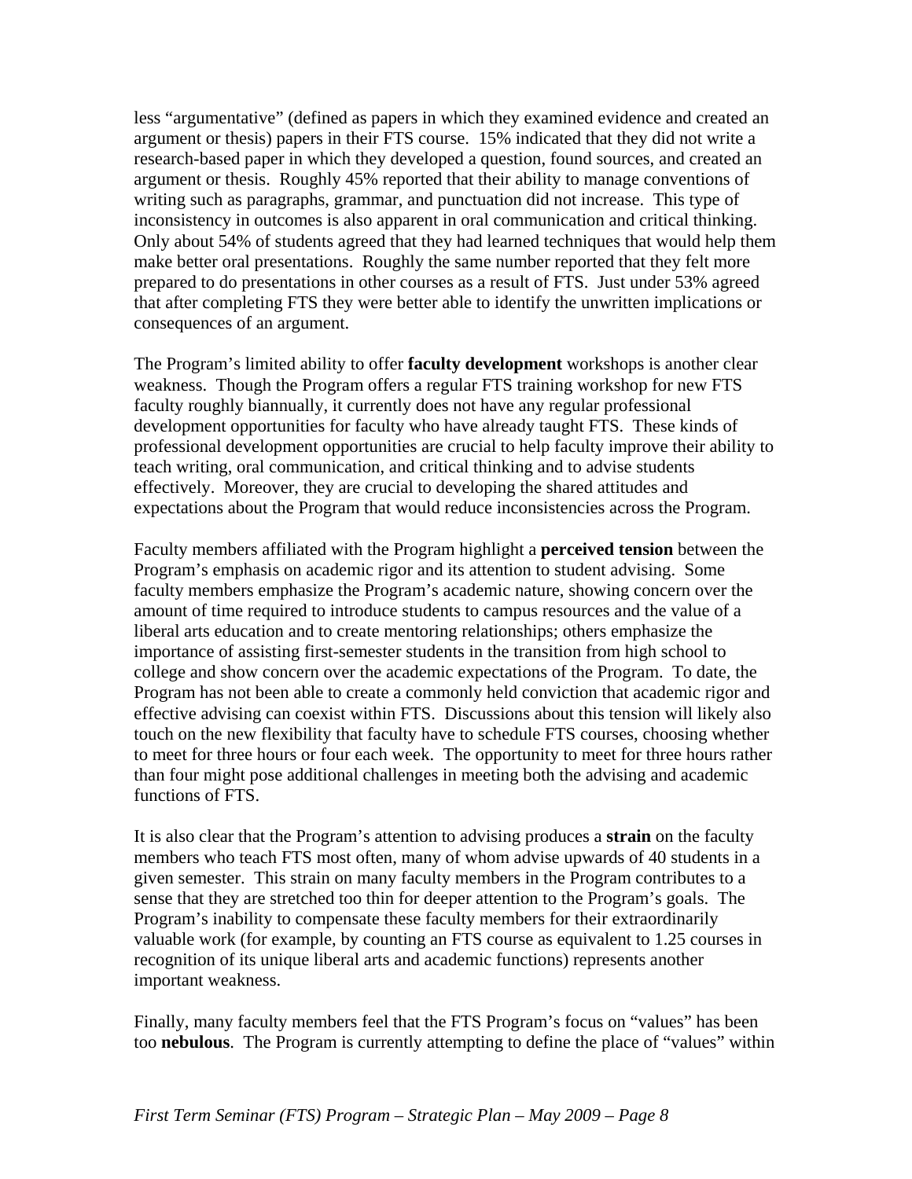less "argumentative" (defined as papers in which they examined evidence and created an argument or thesis) papers in their FTS course. 15% indicated that they did not write a research-based paper in which they developed a question, found sources, and created an argument or thesis. Roughly 45% reported that their ability to manage conventions of writing such as paragraphs, grammar, and punctuation did not increase. This type of inconsistency in outcomes is also apparent in oral communication and critical thinking. Only about 54% of students agreed that they had learned techniques that would help them make better oral presentations. Roughly the same number reported that they felt more prepared to do presentations in other courses as a result of FTS. Just under 53% agreed that after completing FTS they were better able to identify the unwritten implications or consequences of an argument.

The Program's limited ability to offer **faculty development** workshops is another clear weakness. Though the Program offers a regular FTS training workshop for new FTS faculty roughly biannually, it currently does not have any regular professional development opportunities for faculty who have already taught FTS. These kinds of professional development opportunities are crucial to help faculty improve their ability to teach writing, oral communication, and critical thinking and to advise students effectively. Moreover, they are crucial to developing the shared attitudes and expectations about the Program that would reduce inconsistencies across the Program.

Faculty members affiliated with the Program highlight a **perceived tension** between the Program's emphasis on academic rigor and its attention to student advising. Some faculty members emphasize the Program's academic nature, showing concern over the amount of time required to introduce students to campus resources and the value of a liberal arts education and to create mentoring relationships; others emphasize the importance of assisting first-semester students in the transition from high school to college and show concern over the academic expectations of the Program. To date, the Program has not been able to create a commonly held conviction that academic rigor and effective advising can coexist within FTS. Discussions about this tension will likely also touch on the new flexibility that faculty have to schedule FTS courses, choosing whether to meet for three hours or four each week. The opportunity to meet for three hours rather than four might pose additional challenges in meeting both the advising and academic functions of FTS.

It is also clear that the Program's attention to advising produces a **strain** on the faculty members who teach FTS most often, many of whom advise upwards of 40 students in a given semester. This strain on many faculty members in the Program contributes to a sense that they are stretched too thin for deeper attention to the Program's goals. The Program's inability to compensate these faculty members for their extraordinarily valuable work (for example, by counting an FTS course as equivalent to 1.25 courses in recognition of its unique liberal arts and academic functions) represents another important weakness.

Finally, many faculty members feel that the FTS Program's focus on "values" has been too **nebulous**. The Program is currently attempting to define the place of "values" within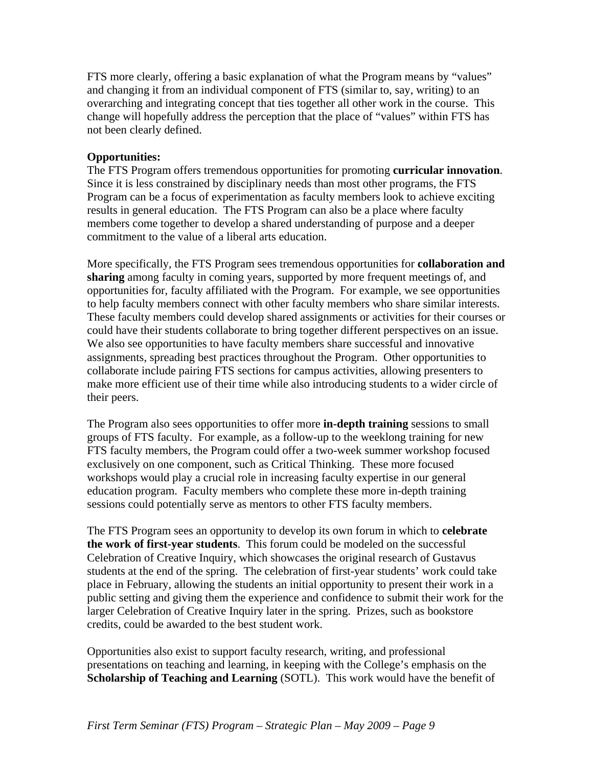FTS more clearly, offering a basic explanation of what the Program means by "values" and changing it from an individual component of FTS (similar to, say, writing) to an overarching and integrating concept that ties together all other work in the course. This change will hopefully address the perception that the place of "values" within FTS has not been clearly defined.

**Opportunities:**

The FTS Program offers tremendous opportunities for promoting **curricular innovation**. Since it is less constrained by disciplinary needs than most other programs, the FTS Program can be a focus of experimentation as faculty members look to achieve exciting results in general education. The FTS Program can also be a place where faculty members come together to develop a shared understanding of purpose and a deeper commitment to the value of a liberal arts education.

More specifically, the FTS Program sees tremendous opportunities for **collaboration and sharing** among faculty in coming years, supported by more frequent meetings of, and opportunities for, faculty affiliated with the Program. For example, we see opportunities to help faculty members connect with other faculty members who share similar interests. These faculty members could develop shared assignments or activities for their courses or could have their students collaborate to bring together different perspectives on an issue. We also see opportunities to have faculty members share successful and innovative assignments, spreading best practices throughout the Program. Other opportunities to collaborate include pairing FTS sections for campus activities, allowing presenters to make more efficient use of their time while also introducing students to a wider circle of their peers.

The Program also sees opportunities to offer more **in-depth training** sessions to small groups of FTS faculty. For example, as a follow-up to the weeklong training for new FTS faculty members, the Program could offer a two-week summer workshop focused exclusively on one component, such as Critical Thinking. These more focused workshops would play a crucial role in increasing faculty expertise in our general education program. Faculty members who complete these more in-depth training sessions could potentially serve as mentors to other FTS faculty members.

The FTS Program sees an opportunity to develop its own forum in which to **celebrate the work of first-year students**. This forum could be modeled on the successful Celebration of Creative Inquiry, which showcases the original research of Gustavus students at the end of the spring. The celebration of first-year students' work could take place in February, allowing the students an initial opportunity to present their work in a public setting and giving them the experience and confidence to submit their work for the larger Celebration of Creative Inquiry later in the spring. Prizes, such as bookstore credits, could be awarded to the best student work.

Opportunities also exist to support faculty research, writing, and professional presentations on teaching and learning, in keeping with the College's emphasis on the **Scholarship of Teaching and Learning** (SOTL). This work would have the benefit of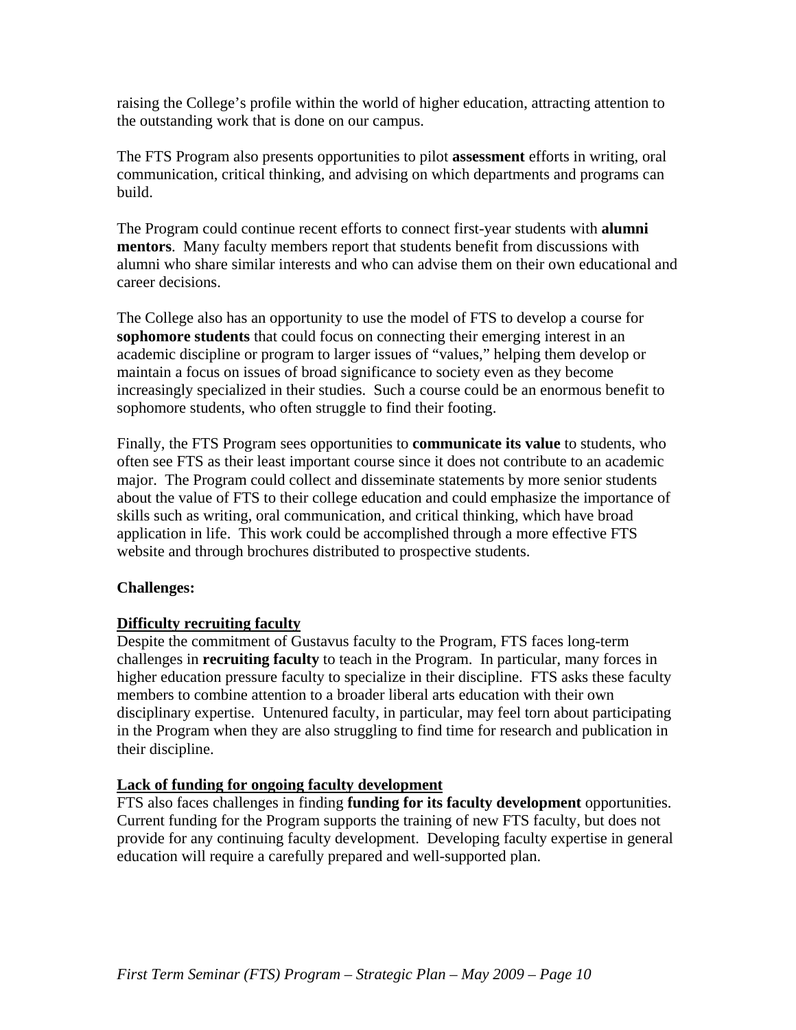raising the College's profile within the world of higher education, attracting attention to the outstanding work that is done on our campus.

The FTS Program also presents opportunities to pilot **assessment** efforts in writing, oral communication, critical thinking, and advising on which departments and programs can build.

The Program could continue recent efforts to connect first-year students with **alumni mentors**. Many faculty members report that students benefit from discussions with alumni who share similar interests and who can advise them on their own educational and career decisions.

The College also has an opportunity to use the model of FTS to develop a course for **sophomore students** that could focus on connecting their emerging interest in an academic discipline or program to larger issues of "values," helping them develop or maintain a focus on issues of broad significance to society even as they become increasingly specialized in their studies. Such a course could be an enormous benefit to sophomore students, who often struggle to find their footing.

Finally, the FTS Program sees opportunities to **communicate its value** to students, who often see FTS as their least important course since it does not contribute to an academic major. The Program could collect and disseminate statements by more senior students about the value of FTS to their college education and could emphasize the importance of skills such as writing, oral communication, and critical thinking, which have broad application in life. This work could be accomplished through a more effective FTS website and through brochures distributed to prospective students.

**Challenges:**

**Difficulty recruiting faculty**

Despite the commitment of Gustavus faculty to the Program, FTS faces long-term challenges in **recruiting faculty** to teach in the Program. In particular, many forces in higher education pressure faculty to specialize in their discipline. FTS asks these faculty members to combine attention to a broader liberal arts education with their own disciplinary expertise. Untenured faculty, in particular, may feel torn about participating in the Program when they are also struggling to find time for research and publication in their discipline.

**Lack of funding for ongoing faculty development**

FTS also faces challenges in finding **funding for its faculty development** opportunities. Current funding for the Program supports the training of new FTS faculty, but does not provide for any continuing faculty development. Developing faculty expertise in general education will require a carefully prepared and well-supported plan.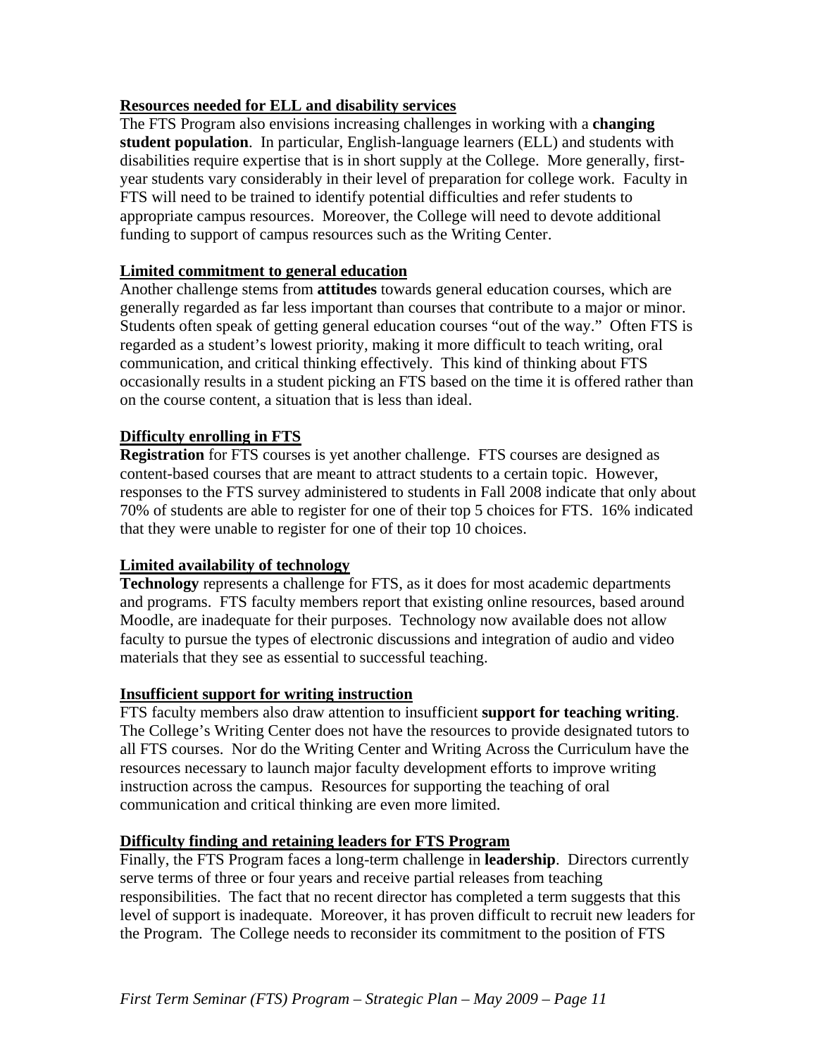**Resources needed for ELL and disability services**

The FTS Program also envisions increasing challenges in working with a **changing student population**. In particular, English-language learners (ELL) and students with disabilities require expertise that is in short supply at the College. More generally, first-year students vary considerably in their level of preparation for college work. Faculty in FTS will need to be trained to identify potential difficulties and refer students to appropriate campus resources. Moreover, the College will need to devote additional funding to support of campus resources such as the Writing Center.

**Limited commitment to general education**

Another challenge stems from **attitudes** towards general education courses, which are generally regarded as far less important than courses that contribute to a major or minor. Students often speak of getting general education courses "out of the way." Often FTS is regarded as a student's lowest priority, making it more difficult to teach writing, oral communication, and critical thinking effectively. This kind of thinking about FTS occasionally results in a student picking an FTS based on the time it is offered rather than on the course content, a situation that is less than ideal.

**Difficulty enrolling in FTS**

**Registration** for FTS courses is yet another challenge. FTS courses are designed as content-based courses that are meant to attract students to a certain topic. However, responses to the FTS survey administered to students in Fall 2008 indicate that only about 70% of students are able to register for one of their top 5 choices for FTS. 16% indicated that they were unable to register for one of their top 10 choices.

**Limited availability of technology**

**Technology** represents a challenge for FTS, as it does for most academic departments and programs. FTS faculty members report that existing online resources, based around Moodle, are inadequate for their purposes. Technology now available does not allow faculty to pursue the types of electronic discussions and integration of audio and video materials that they see as essential to successful teaching.

**Insufficient support for writing instruction**

FTS faculty members also draw attention to insufficient **support for teaching writing**. The College's Writing Center does not have the resources to provide designated tutors to all FTS courses. Nor do the Writing Center and Writing Across the Curriculum have the resources necessary to launch major faculty development efforts to improve writing instruction across the campus. Resources for supporting the teaching of oral communication and critical thinking are even more limited.

**Difficulty finding and retaining leaders for FTS Program**

Finally, the FTS Program faces a long-term challenge in **leadership**. Directors currently serve terms of three or four years and receive partial releases from teaching responsibilities. The fact that no recent director has completed a term suggests that this level of support is inadequate. Moreover, it has proven difficult to recruit new leaders for the Program. The College needs to reconsider its commitment to the position of FTS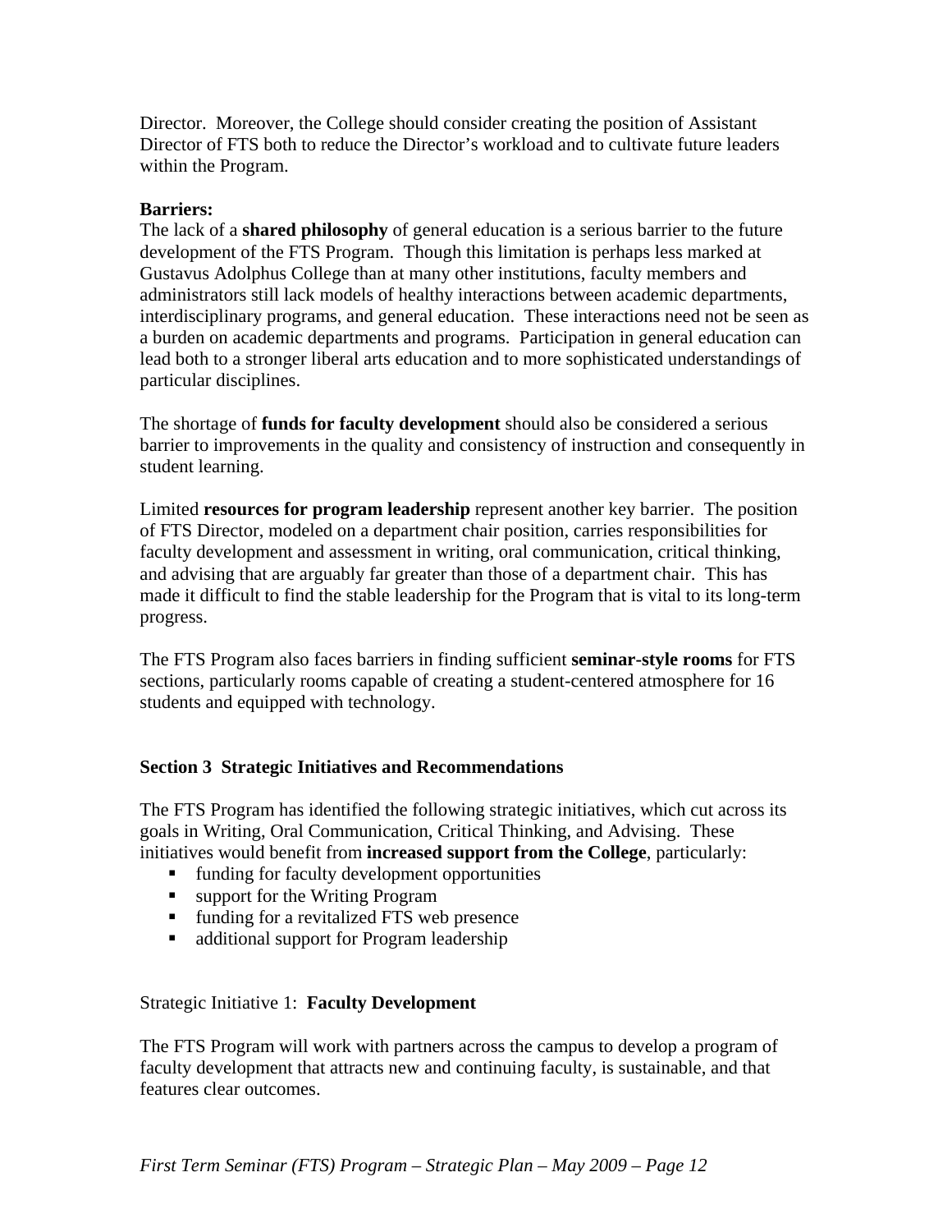Director. Moreover, the College should consider creating the position of Assistant Director of FTS both to reduce the Director's workload and to cultivate future leaders within the Program.

**Barriers:**
The lack of a **shared philosophy** of general education is a serious barrier to the future development of the FTS Program. Though this limitation is perhaps less marked at Gustavus Adolphus College than at many other institutions, faculty members and administrators still lack models of healthy interactions between academic departments, interdisciplinary programs, and general education. These interactions need not be seen as a burden on academic departments and programs. Participation in general education can lead both to a stronger liberal arts education and to more sophisticated understandings of particular disciplines.

The shortage of **funds for faculty development** should also be considered a serious barrier to improvements in the quality and consistency of instruction and consequently in student learning.

Limited **resources for program leadership** represent another key barrier. The position of FTS Director, modeled on a department chair position, carries responsibilities for faculty development and assessment in writing, oral communication, critical thinking, and advising that are arguably far greater than those of a department chair. This has made it difficult to find the stable leadership for the Program that is vital to its long-term progress.

The FTS Program also faces barriers in finding sufficient **seminar-style rooms** for FTS sections, particularly rooms capable of creating a student-centered atmosphere for 16 students and equipped with technology.

## Section 3 Strategic Initiatives and Recommendations

The FTS Program has identified the following strategic initiatives, which cut across its goals in Writing, Oral Communication, Critical Thinking, and Advising. These initiatives would benefit from **increased support from the College**, particularly:

- funding for faculty development opportunities
- support for the Writing Program
- funding for a revitalized FTS web presence
- additional support for Program leadership

Strategic Initiative 1: **Faculty Development**

The FTS Program will work with partners across the campus to develop a program of faculty development that attracts new and continuing faculty, is sustainable, and that features clear outcomes.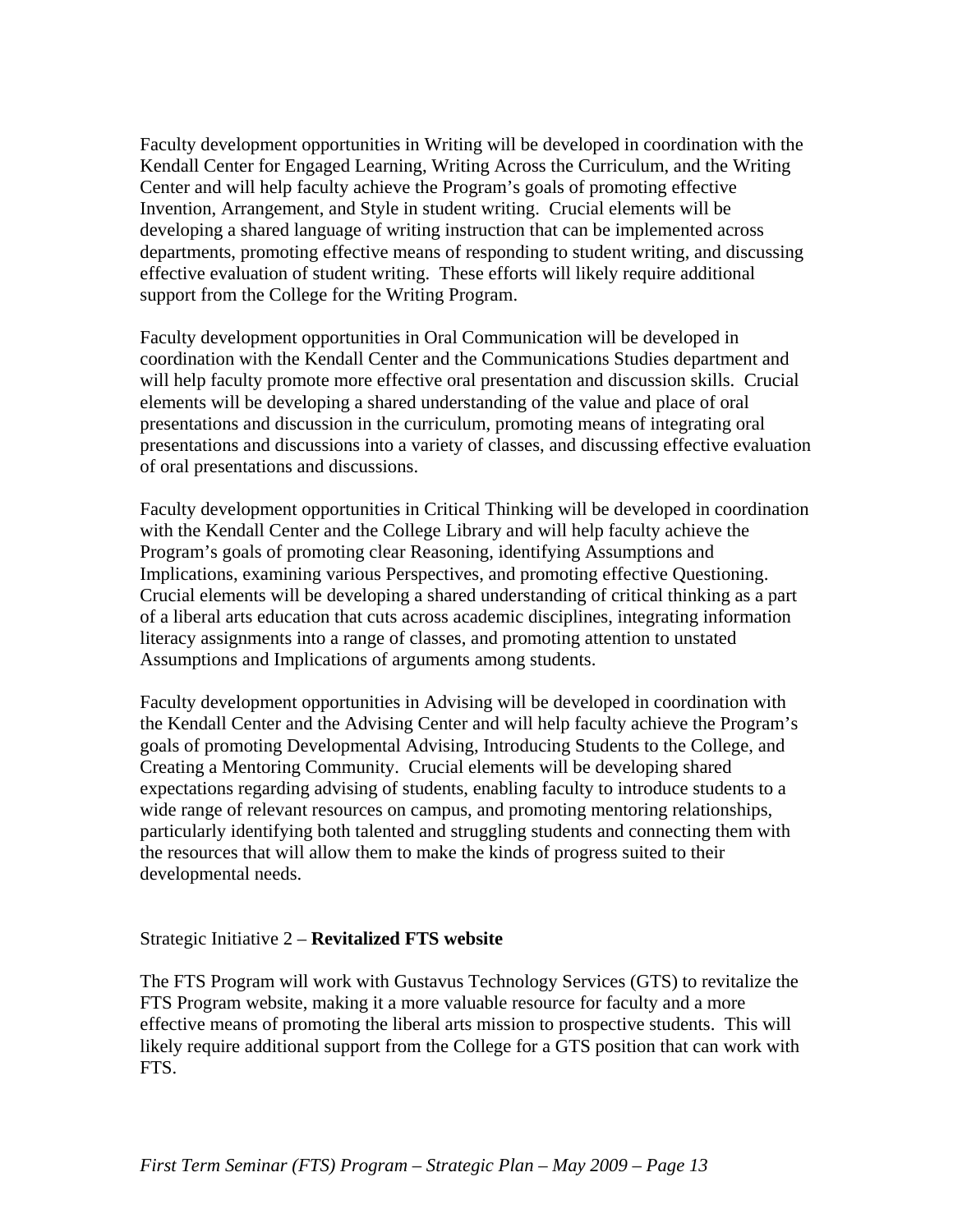Faculty development opportunities in Writing will be developed in coordination with the Kendall Center for Engaged Learning, Writing Across the Curriculum, and the Writing Center and will help faculty achieve the Program's goals of promoting effective Invention, Arrangement, and Style in student writing. Crucial elements will be developing a shared language of writing instruction that can be implemented across departments, promoting effective means of responding to student writing, and discussing effective evaluation of student writing. These efforts will likely require additional support from the College for the Writing Program.

Faculty development opportunities in Oral Communication will be developed in coordination with the Kendall Center and the Communications Studies department and will help faculty promote more effective oral presentation and discussion skills. Crucial elements will be developing a shared understanding of the value and place of oral presentations and discussion in the curriculum, promoting means of integrating oral presentations and discussions into a variety of classes, and discussing effective evaluation of oral presentations and discussions.

Faculty development opportunities in Critical Thinking will be developed in coordination with the Kendall Center and the College Library and will help faculty achieve the Program's goals of promoting clear Reasoning, identifying Assumptions and Implications, examining various Perspectives, and promoting effective Questioning. Crucial elements will be developing a shared understanding of critical thinking as a part of a liberal arts education that cuts across academic disciplines, integrating information literacy assignments into a range of classes, and promoting attention to unstated Assumptions and Implications of arguments among students.

Faculty development opportunities in Advising will be developed in coordination with the Kendall Center and the Advising Center and will help faculty achieve the Program's goals of promoting Developmental Advising, Introducing Students to the College, and Creating a Mentoring Community. Crucial elements will be developing shared expectations regarding advising of students, enabling faculty to introduce students to a wide range of relevant resources on campus, and promoting mentoring relationships, particularly identifying both talented and struggling students and connecting them with the resources that will allow them to make the kinds of progress suited to their developmental needs.

Strategic Initiative 2 – **Revitalized FTS website**

The FTS Program will work with Gustavus Technology Services (GTS) to revitalize the FTS Program website, making it a more valuable resource for faculty and a more effective means of promoting the liberal arts mission to prospective students. This will likely require additional support from the College for a GTS position that can work with FTS.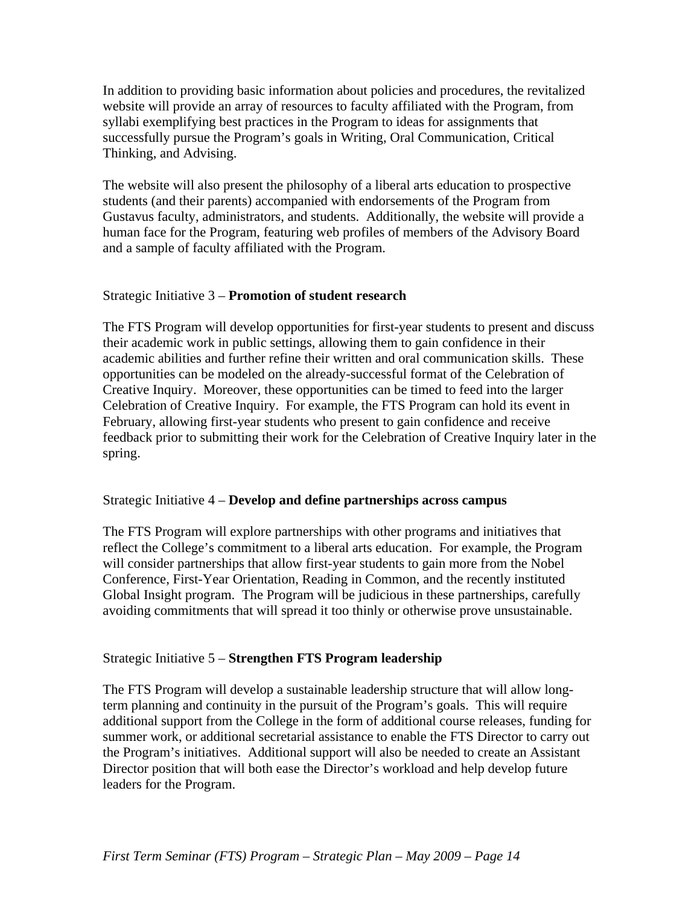In addition to providing basic information about policies and procedures, the revitalized website will provide an array of resources to faculty affiliated with the Program, from syllabi exemplifying best practices in the Program to ideas for assignments that successfully pursue the Program's goals in Writing, Oral Communication, Critical Thinking, and Advising.

The website will also present the philosophy of a liberal arts education to prospective students (and their parents) accompanied with endorsements of the Program from Gustavus faculty, administrators, and students. Additionally, the website will provide a human face for the Program, featuring web profiles of members of the Advisory Board and a sample of faculty affiliated with the Program.

Strategic Initiative 3 – **Promotion of student research**

The FTS Program will develop opportunities for first-year students to present and discuss their academic work in public settings, allowing them to gain confidence in their academic abilities and further refine their written and oral communication skills. These opportunities can be modeled on the already-successful format of the Celebration of Creative Inquiry. Moreover, these opportunities can be timed to feed into the larger Celebration of Creative Inquiry. For example, the FTS Program can hold its event in February, allowing first-year students who present to gain confidence and receive feedback prior to submitting their work for the Celebration of Creative Inquiry later in the spring.

Strategic Initiative 4 – **Develop and define partnerships across campus**

The FTS Program will explore partnerships with other programs and initiatives that reflect the College's commitment to a liberal arts education. For example, the Program will consider partnerships that allow first-year students to gain more from the Nobel Conference, First-Year Orientation, Reading in Common, and the recently instituted Global Insight program. The Program will be judicious in these partnerships, carefully avoiding commitments that will spread it too thinly or otherwise prove unsustainable.

Strategic Initiative 5 – **Strengthen FTS Program leadership**

The FTS Program will develop a sustainable leadership structure that will allow long-term planning and continuity in the pursuit of the Program's goals. This will require additional support from the College in the form of additional course releases, funding for summer work, or additional secretarial assistance to enable the FTS Director to carry out the Program's initiatives. Additional support will also be needed to create an Assistant Director position that will both ease the Director's workload and help develop future leaders for the Program.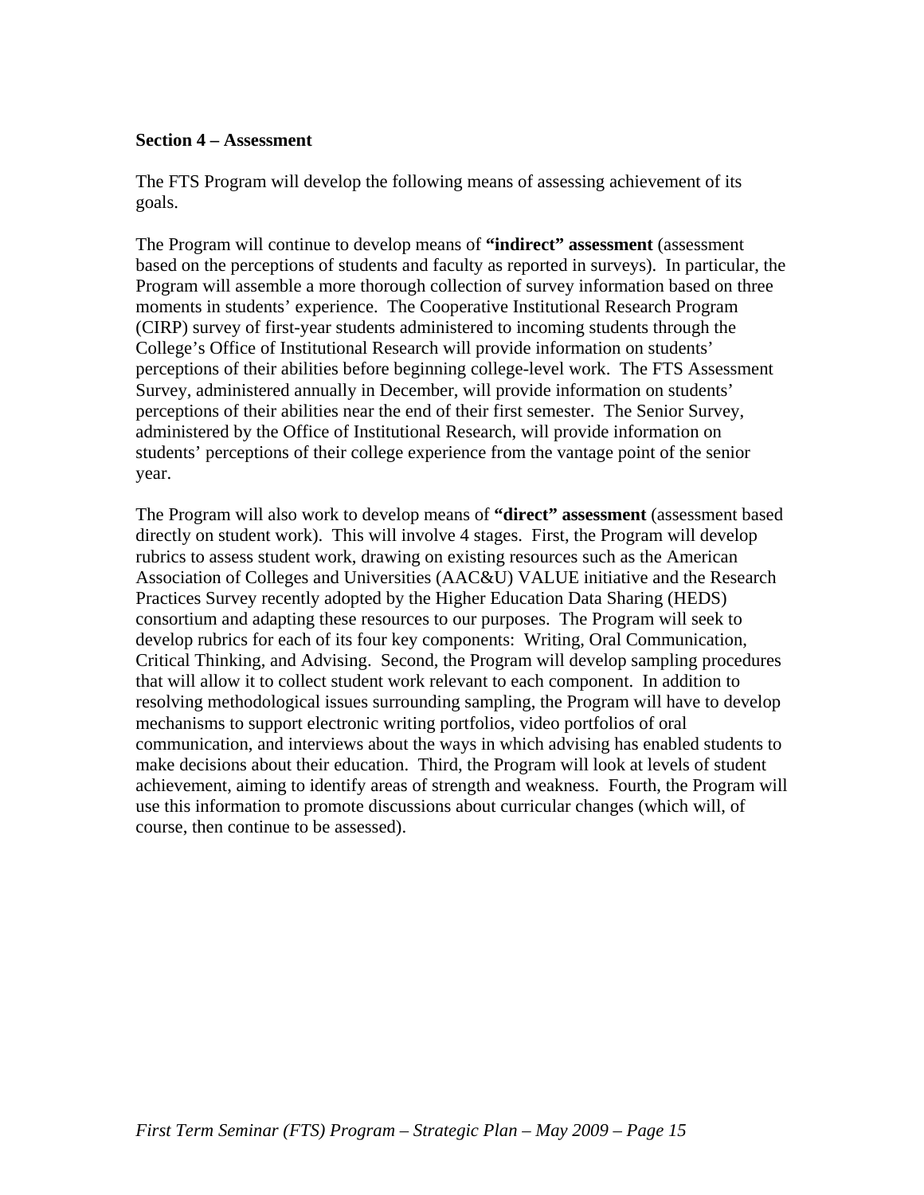**Section 4 – Assessment**

The FTS Program will develop the following means of assessing achievement of its goals.

The Program will continue to develop means of **"indirect" assessment** (assessment based on the perceptions of students and faculty as reported in surveys). In particular, the Program will assemble a more thorough collection of survey information based on three moments in students' experience. The Cooperative Institutional Research Program (CIRP) survey of first-year students administered to incoming students through the College's Office of Institutional Research will provide information on students' perceptions of their abilities before beginning college-level work. The FTS Assessment Survey, administered annually in December, will provide information on students' perceptions of their abilities near the end of their first semester. The Senior Survey, administered by the Office of Institutional Research, will provide information on students' perceptions of their college experience from the vantage point of the senior year.

The Program will also work to develop means of **"direct" assessment** (assessment based directly on student work). This will involve 4 stages. First, the Program will develop rubrics to assess student work, drawing on existing resources such as the American Association of Colleges and Universities (AAC&U) VALUE initiative and the Research Practices Survey recently adopted by the Higher Education Data Sharing (HEDS) consortium and adapting these resources to our purposes. The Program will seek to develop rubrics for each of its four key components: Writing, Oral Communication, Critical Thinking, and Advising. Second, the Program will develop sampling procedures that will allow it to collect student work relevant to each component. In addition to resolving methodological issues surrounding sampling, the Program will have to develop mechanisms to support electronic writing portfolios, video portfolios of oral communication, and interviews about the ways in which advising has enabled students to make decisions about their education. Third, the Program will look at levels of student achievement, aiming to identify areas of strength and weakness. Fourth, the Program will use this information to promote discussions about curricular changes (which will, of course, then continue to be assessed).